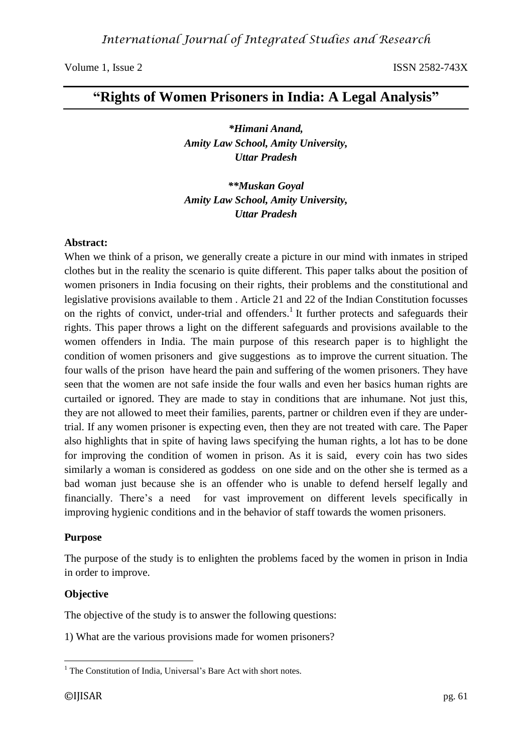# "Rights of Women Prisoners in India: A Legal Analysis"

***Himani Anand,***
***Amity Law School, Amity University,***
***Uttar Pradesh***

****Muskan Goyal***
***Amity Law School, Amity University,***
***Uttar Pradesh***

**Abstract:**

When we think of a prison, we generally create a picture in our mind with inmates in striped clothes but in the reality the scenario is quite different. This paper talks about the position of women prisoners in India focusing on their rights, their problems and the constitutional and legislative provisions available to them . Article 21 and 22 of the Indian Constitution focusses on the rights of convict, under-trial and offenders.[1] It further protects and safeguards their rights. This paper throws a light on the different safeguards and provisions available to the women offenders in India. The main purpose of this research paper is to highlight the condition of women prisoners and give suggestions as to improve the current situation. The four walls of the prison have heard the pain and suffering of the women prisoners. They have seen that the women are not safe inside the four walls and even her basics human rights are curtailed or ignored. They are made to stay in conditions that are inhumane. Not just this, they are not allowed to meet their families, parents, partner or children even if they are under-trial. If any women prisoner is expecting even, then they are not treated with care. The Paper also highlights that in spite of having laws specifying the human rights, a lot has to be done for improving the condition of women in prison. As it is said, every coin has two sides similarly a woman is considered as goddess on one side and on the other she is termed as a bad woman just because she is an offender who is unable to defend herself legally and financially. There's a need for vast improvement on different levels specifically in improving hygienic conditions and in the behavior of staff towards the women prisoners.

**Purpose**

The purpose of the study is to enlighten the problems faced by the women in prison in India in order to improve.

**Objective**

The objective of the study is to answer the following questions:

1) What are the various provisions made for women prisoners?

---

[1] The Constitution of India, Universal's Bare Act with short notes.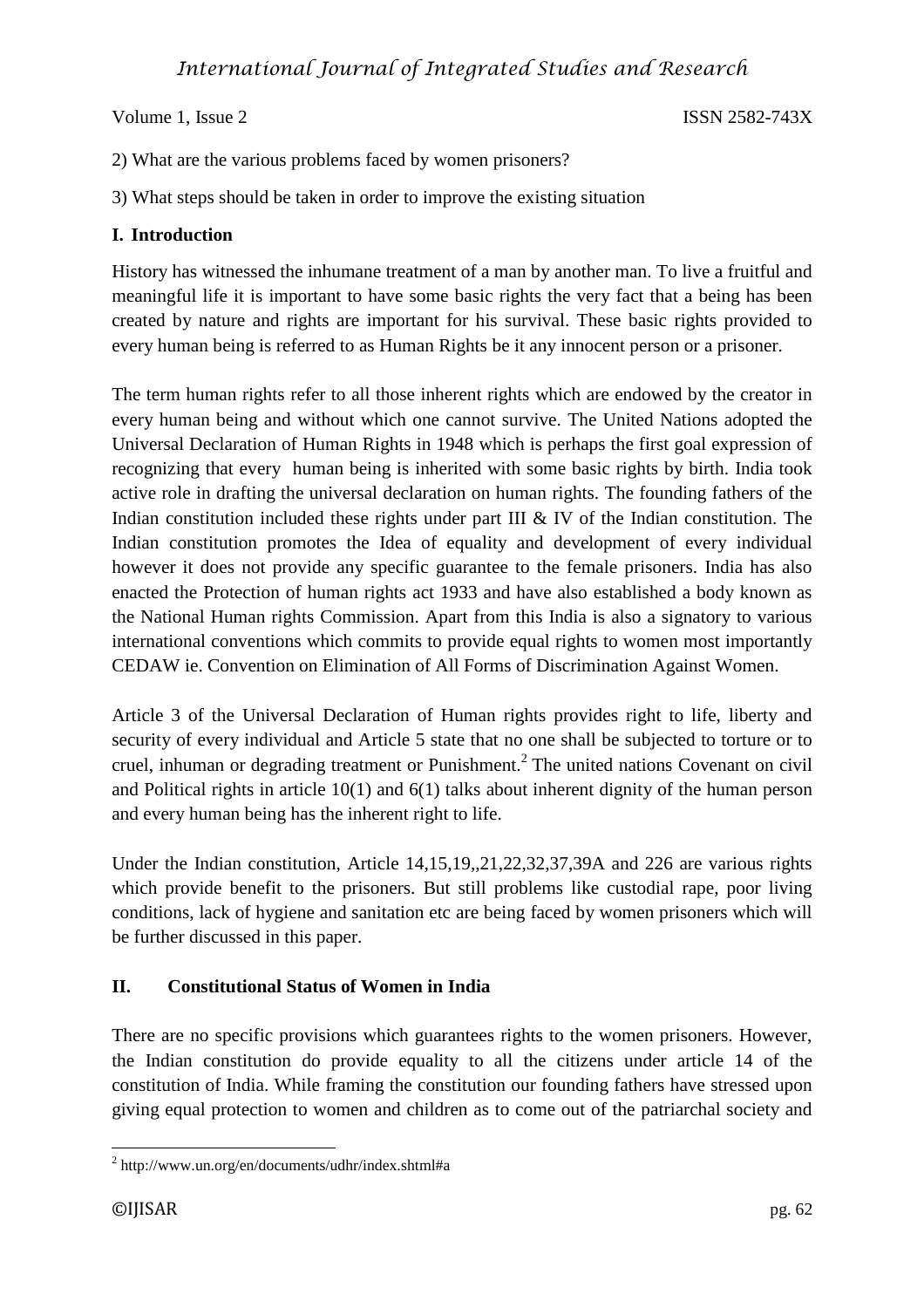2) What are the various problems faced by women prisoners?

3) What steps should be taken in order to improve the existing situation

## I. Introduction

History has witnessed the inhumane treatment of a man by another man. To live a fruitful and meaningful life it is important to have some basic rights the very fact that a being has been created by nature and rights are important for his survival. These basic rights provided to every human being is referred to as Human Rights be it any innocent person or a prisoner.

The term human rights refer to all those inherent rights which are endowed by the creator in every human being and without which one cannot survive. The United Nations adopted the Universal Declaration of Human Rights in 1948 which is perhaps the first goal expression of recognizing that every human being is inherited with some basic rights by birth. India took active role in drafting the universal declaration on human rights. The founding fathers of the Indian constitution included these rights under part III & IV of the Indian constitution. The Indian constitution promotes the Idea of equality and development of every individual however it does not provide any specific guarantee to the female prisoners. India has also enacted the Protection of human rights act 1933 and have also established a body known as the National Human rights Commission. Apart from this India is also a signatory to various international conventions which commits to provide equal rights to women most importantly CEDAW ie. Convention on Elimination of All Forms of Discrimination Against Women.

Article 3 of the Universal Declaration of Human rights provides right to life, liberty and security of every individual and Article 5 state that no one shall be subjected to torture or to cruel, inhuman or degrading treatment or Punishment.[2] The united nations Covenant on civil and Political rights in article 10(1) and 6(1) talks about inherent dignity of the human person and every human being has the inherent right to life.

Under the Indian constitution, Article 14,15,19,,21,22,32,37,39A and 226 are various rights which provide benefit to the prisoners. But still problems like custodial rape, poor living conditions, lack of hygiene and sanitation etc are being faced by women prisoners which will be further discussed in this paper.

## II. Constitutional Status of Women in India

There are no specific provisions which guarantees rights to the women prisoners. However, the Indian constitution do provide equality to all the citizens under article 14 of the constitution of India. While framing the constitution our founding fathers have stressed upon giving equal protection to women and children as to come out of the patriarchal society and

---

[2] http://www.un.org/en/documents/udhr/index.shtml#a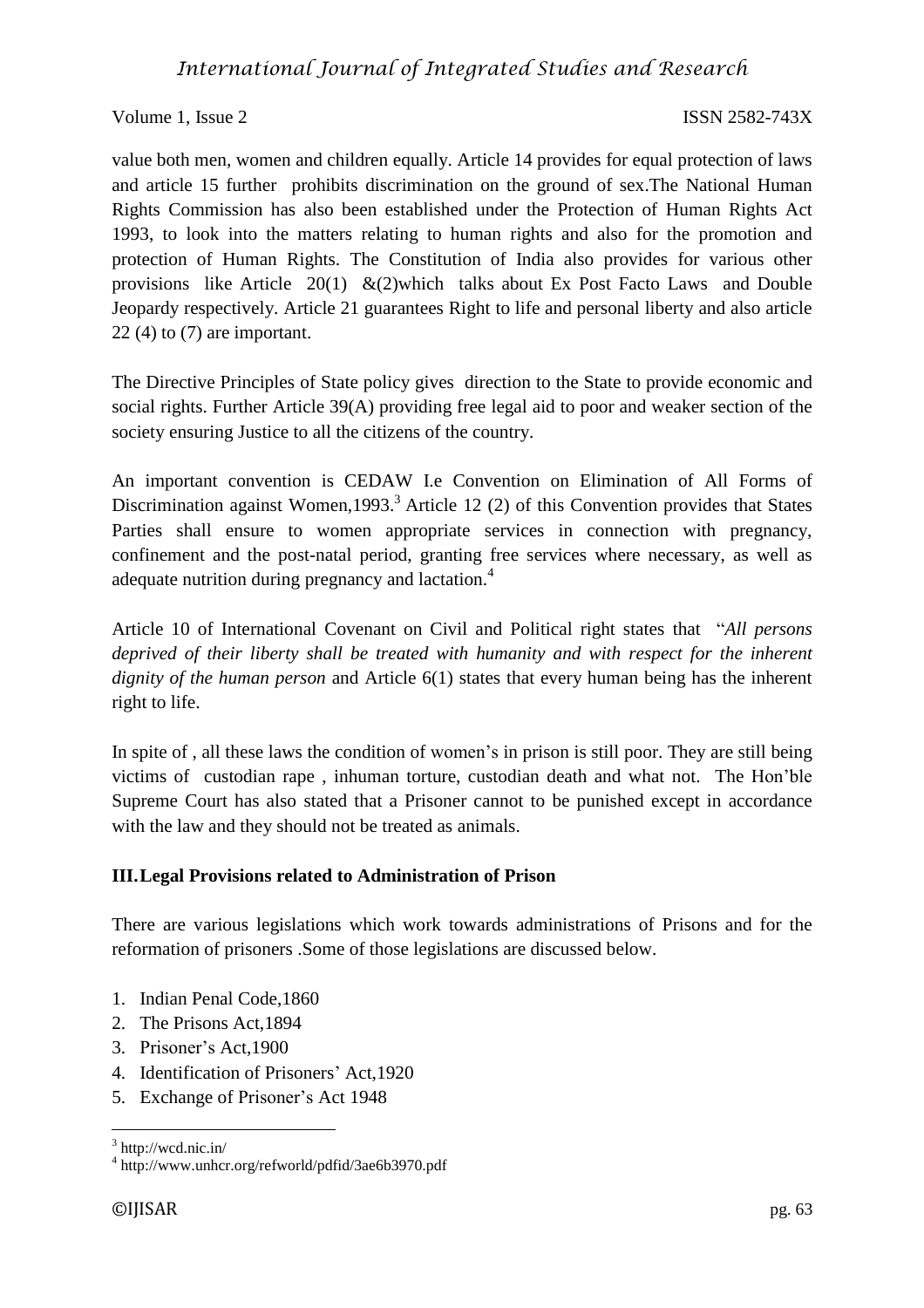value both men, women and children equally. Article 14 provides for equal protection of laws and article 15 further prohibits discrimination on the ground of sex.The National Human Rights Commission has also been established under the Protection of Human Rights Act 1993, to look into the matters relating to human rights and also for the promotion and protection of Human Rights. The Constitution of India also provides for various other provisions like Article 20(1) &(2)which talks about Ex Post Facto Laws and Double Jeopardy respectively. Article 21 guarantees Right to life and personal liberty and also article 22 (4) to (7) are important.

The Directive Principles of State policy gives direction to the State to provide economic and social rights. Further Article 39(A) providing free legal aid to poor and weaker section of the society ensuring Justice to all the citizens of the country.

An important convention is CEDAW I.e Convention on Elimination of All Forms of Discrimination against Women,1993.[3] Article 12 (2) of this Convention provides that States Parties shall ensure to women appropriate services in connection with pregnancy, confinement and the post-natal period, granting free services where necessary, as well as adequate nutrition during pregnancy and lactation.[4]

Article 10 of International Covenant on Civil and Political right states that "*All persons deprived of their liberty shall be treated with humanity and with respect for the inherent dignity of the human person* and Article 6(1) states that every human being has the inherent right to life.

In spite of , all these laws the condition of women's in prison is still poor. They are still being victims of custodian rape , inhuman torture, custodian death and what not. The Hon'ble Supreme Court has also stated that a Prisoner cannot to be punished except in accordance with the law and they should not be treated as animals.

## III. Legal Provisions related to Administration of Prison

There are various legislations which work towards administrations of Prisons and for the reformation of prisoners .Some of those legislations are discussed below.

1. Indian Penal Code,1860
2. The Prisons Act,1894
3. Prisoner's Act,1900
4. Identification of Prisoners' Act,1920
5. Exchange of Prisoner's Act 1948

---

[3] http://wcd.nic.in/

[4] http://www.unhcr.org/refworld/pdfid/3ae6b3970.pdf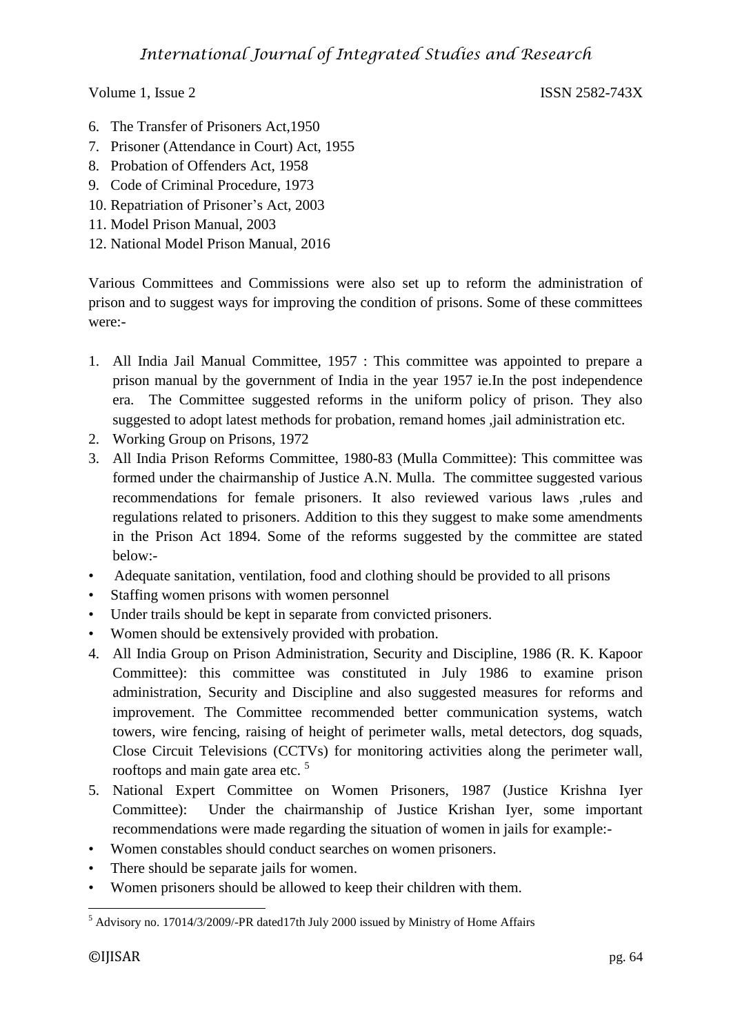6. The Transfer of Prisoners Act,1950
7. Prisoner (Attendance in Court) Act, 1955
8. Probation of Offenders Act, 1958
9. Code of Criminal Procedure, 1973
10. Repatriation of Prisoner's Act, 2003
11. Model Prison Manual, 2003
12. National Model Prison Manual, 2016

Various Committees and Commissions were also set up to reform the administration of prison and to suggest ways for improving the condition of prisons. Some of these committees were:-

1. All India Jail Manual Committee, 1957 : This committee was appointed to prepare a prison manual by the government of India in the year 1957 ie.In the post independence era. The Committee suggested reforms in the uniform policy of prison. They also suggested to adopt latest methods for probation, remand homes ,jail administration etc.
2. Working Group on Prisons, 1972
3. All India Prison Reforms Committee, 1980-83 (Mulla Committee): This committee was formed under the chairmanship of Justice A.N. Mulla. The committee suggested various recommendations for female prisoners. It also reviewed various laws ,rules and regulations related to prisoners. Addition to this they suggest to make some amendments in the Prison Act 1894. Some of the reforms suggested by the committee are stated below:-

- Adequate sanitation, ventilation, food and clothing should be provided to all prisons
- Staffing women prisons with women personnel
- Under trails should be kept in separate from convicted prisoners.
- Women should be extensively provided with probation.

4. All India Group on Prison Administration, Security and Discipline, 1986 (R. K. Kapoor Committee): this committee was constituted in July 1986 to examine prison administration, Security and Discipline and also suggested measures for reforms and improvement. The Committee recommended better communication systems, watch towers, wire fencing, raising of height of perimeter walls, metal detectors, dog squads, Close Circuit Televisions (CCTVs) for monitoring activities along the perimeter wall, rooftops and main gate area etc. [5]
5. National Expert Committee on Women Prisoners, 1987 (Justice Krishna Iyer Committee): Under the chairmanship of Justice Krishan Iyer, some important recommendations were made regarding the situation of women in jails for example:-

- Women constables should conduct searches on women prisoners.
- There should be separate jails for women.
- Women prisoners should be allowed to keep their children with them.

[5] Advisory no. 17014/3/2009/-PR dated17th July 2000 issued by Ministry of Home Affairs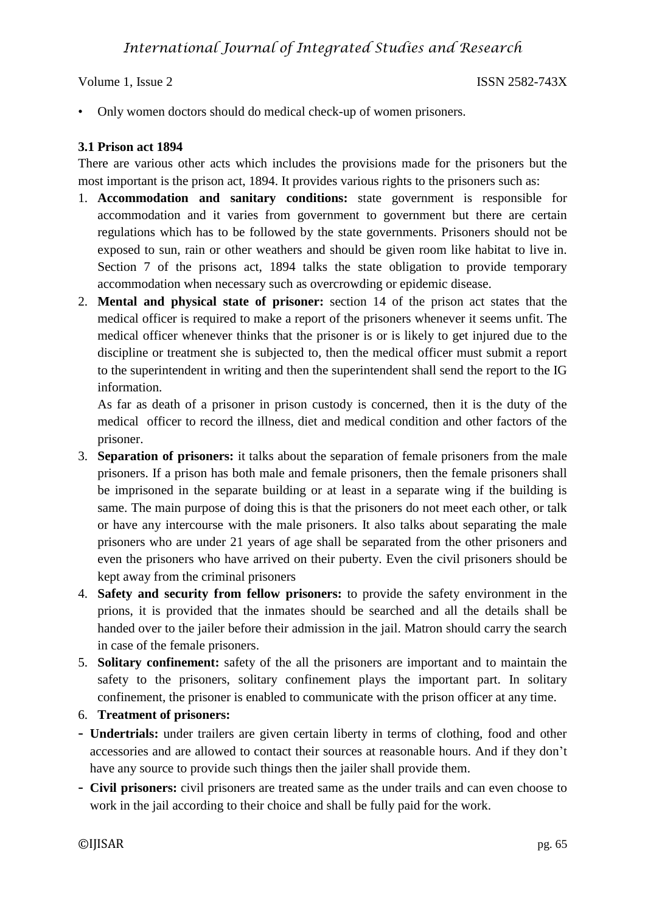- Only women doctors should do medical check-up of women prisoners.

### 3.1 Prison act 1894

There are various other acts which includes the provisions made for the prisoners but the most important is the prison act, 1894. It provides various rights to the prisoners such as:

1. **Accommodation and sanitary conditions:** state government is responsible for accommodation and it varies from government to government but there are certain regulations which has to be followed by the state governments. Prisoners should not be exposed to sun, rain or other weathers and should be given room like habitat to live in. Section 7 of the prisons act, 1894 talks the state obligation to provide temporary accommodation when necessary such as overcrowding or epidemic disease.
2. **Mental and physical state of prisoner:** section 14 of the prison act states that the medical officer is required to make a report of the prisoners whenever it seems unfit. The medical officer whenever thinks that the prisoner is or is likely to get injured due to the discipline or treatment she is subjected to, then the medical officer must submit a report to the superintendent in writing and then the superintendent shall send the report to the IG information.

   As far as death of a prisoner in prison custody is concerned, then it is the duty of the medical officer to record the illness, diet and medical condition and other factors of the prisoner.
3. **Separation of prisoners:** it talks about the separation of female prisoners from the male prisoners. If a prison has both male and female prisoners, then the female prisoners shall be imprisoned in the separate building or at least in a separate wing if the building is same. The main purpose of doing this is that the prisoners do not meet each other, or talk or have any intercourse with the male prisoners. It also talks about separating the male prisoners who are under 21 years of age shall be separated from the other prisoners and even the prisoners who have arrived on their puberty. Even the civil prisoners should be kept away from the criminal prisoners
4. **Safety and security from fellow prisoners:** to provide the safety environment in the prions, it is provided that the inmates should be searched and all the details shall be handed over to the jailer before their admission in the jail. Matron should carry the search in case of the female prisoners.
5. **Solitary confinement:** safety of the all the prisoners are important and to maintain the safety to the prisoners, solitary confinement plays the important part. In solitary confinement, the prisoner is enabled to communicate with the prison officer at any time.
6. **Treatment of prisoners:**

- **Undertrials:** under trailers are given certain liberty in terms of clothing, food and other accessories and are allowed to contact their sources at reasonable hours. And if they don't have any source to provide such things then the jailer shall provide them.
- **Civil prisoners:** civil prisoners are treated same as the under trails and can even choose to work in the jail according to their choice and shall be fully paid for the work.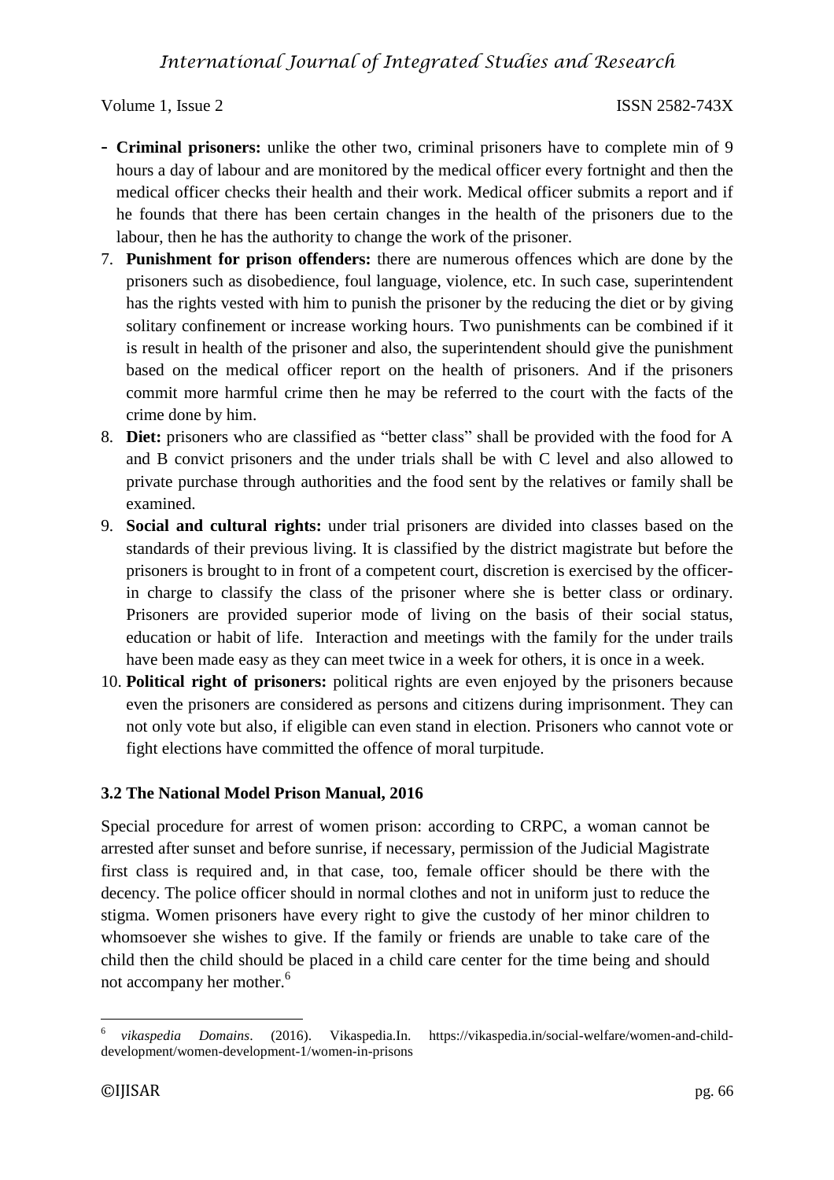- **Criminal prisoners:** unlike the other two, criminal prisoners have to complete min of 9 hours a day of labour and are monitored by the medical officer every fortnight and then the medical officer checks their health and their work. Medical officer submits a report and if he founds that there has been certain changes in the health of the prisoners due to the labour, then he has the authority to change the work of the prisoner.

7. **Punishment for prison offenders:** there are numerous offences which are done by the prisoners such as disobedience, foul language, violence, etc. In such case, superintendent has the rights vested with him to punish the prisoner by the reducing the diet or by giving solitary confinement or increase working hours. Two punishments can be combined if it is result in health of the prisoner and also, the superintendent should give the punishment based on the medical officer report on the health of prisoners. And if the prisoners commit more harmful crime then he may be referred to the court with the facts of the crime done by him.
8. **Diet:** prisoners who are classified as "better class" shall be provided with the food for A and B convict prisoners and the under trials shall be with C level and also allowed to private purchase through authorities and the food sent by the relatives or family shall be examined.
9. **Social and cultural rights:** under trial prisoners are divided into classes based on the standards of their previous living. It is classified by the district magistrate but before the prisoners is brought to in front of a competent court, discretion is exercised by the officer-in charge to classify the class of the prisoner where she is better class or ordinary. Prisoners are provided superior mode of living on the basis of their social status, education or habit of life. Interaction and meetings with the family for the under trails have been made easy as they can meet twice in a week for others, it is once in a week.
10. **Political right of prisoners:** political rights are even enjoyed by the prisoners because even the prisoners are considered as persons and citizens during imprisonment. They can not only vote but also, if eligible can even stand in election. Prisoners who cannot vote or fight elections have committed the offence of moral turpitude.

### 3.2 The National Model Prison Manual, 2016

Special procedure for arrest of women prison: according to CRPC, a woman cannot be arrested after sunset and before sunrise, if necessary, permission of the Judicial Magistrate first class is required and, in that case, too, female officer should be there with the decency. The police officer should in normal clothes and not in uniform just to reduce the stigma. Women prisoners have every right to give the custody of her minor children to whomsoever she wishes to give. If the family or friends are unable to take care of the child then the child should be placed in a child care center for the time being and should not accompany her mother.[6]

---

[6] *vikaspedia Domains*. (2016). Vikaspedia.In. https://vikaspedia.in/social-welfare/women-and-child-development/women-development-1/women-in-prisons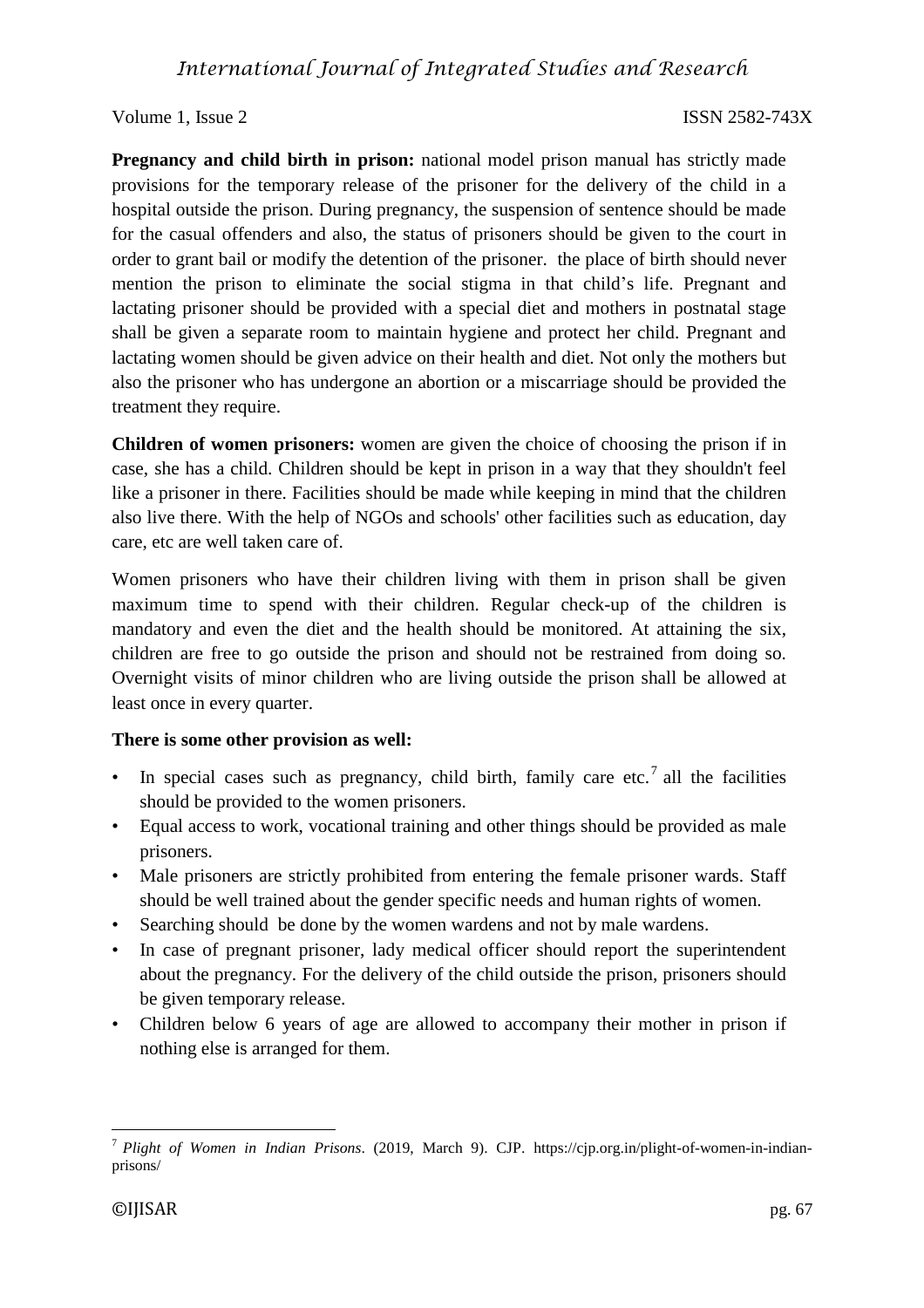**Pregnancy and child birth in prison:** national model prison manual has strictly made provisions for the temporary release of the prisoner for the delivery of the child in a hospital outside the prison. During pregnancy, the suspension of sentence should be made for the casual offenders and also, the status of prisoners should be given to the court in order to grant bail or modify the detention of the prisoner.  the place of birth should never mention the prison to eliminate the social stigma in that child's life. Pregnant and lactating prisoner should be provided with a special diet and mothers in postnatal stage shall be given a separate room to maintain hygiene and protect her child. Pregnant and lactating women should be given advice on their health and diet. Not only the mothers but also the prisoner who has undergone an abortion or a miscarriage should be provided the treatment they require.

**Children of women prisoners:** women are given the choice of choosing the prison if in case, she has a child. Children should be kept in prison in a way that they shouldn't feel like a prisoner in there. Facilities should be made while keeping in mind that the children also live there. With the help of NGOs and schools' other facilities such as education, day care, etc are well taken care of.

Women prisoners who have their children living with them in prison shall be given maximum time to spend with their children. Regular check-up of the children is mandatory and even the diet and the health should be monitored. At attaining the six, children are free to go outside the prison and should not be restrained from doing so. Overnight visits of minor children who are living outside the prison shall be allowed at least once in every quarter.

**There is some other provision as well:**

- In special cases such as pregnancy, child birth, family care etc.[7] all the facilities should be provided to the women prisoners.
- Equal access to work, vocational training and other things should be provided as male prisoners.
- Male prisoners are strictly prohibited from entering the female prisoner wards. Staff should be well trained about the gender specific needs and human rights of women.
- Searching should  be done by the women wardens and not by male wardens.
- In case of pregnant prisoner, lady medical officer should report the superintendent about the pregnancy. For the delivery of the child outside the prison, prisoners should be given temporary release.
- Children below 6 years of age are allowed to accompany their mother in prison if nothing else is arranged for them.

---

[7] *Plight of Women in Indian Prisons*. (2019, March 9). CJP. https://cjp.org.in/plight-of-women-in-indian-prisons/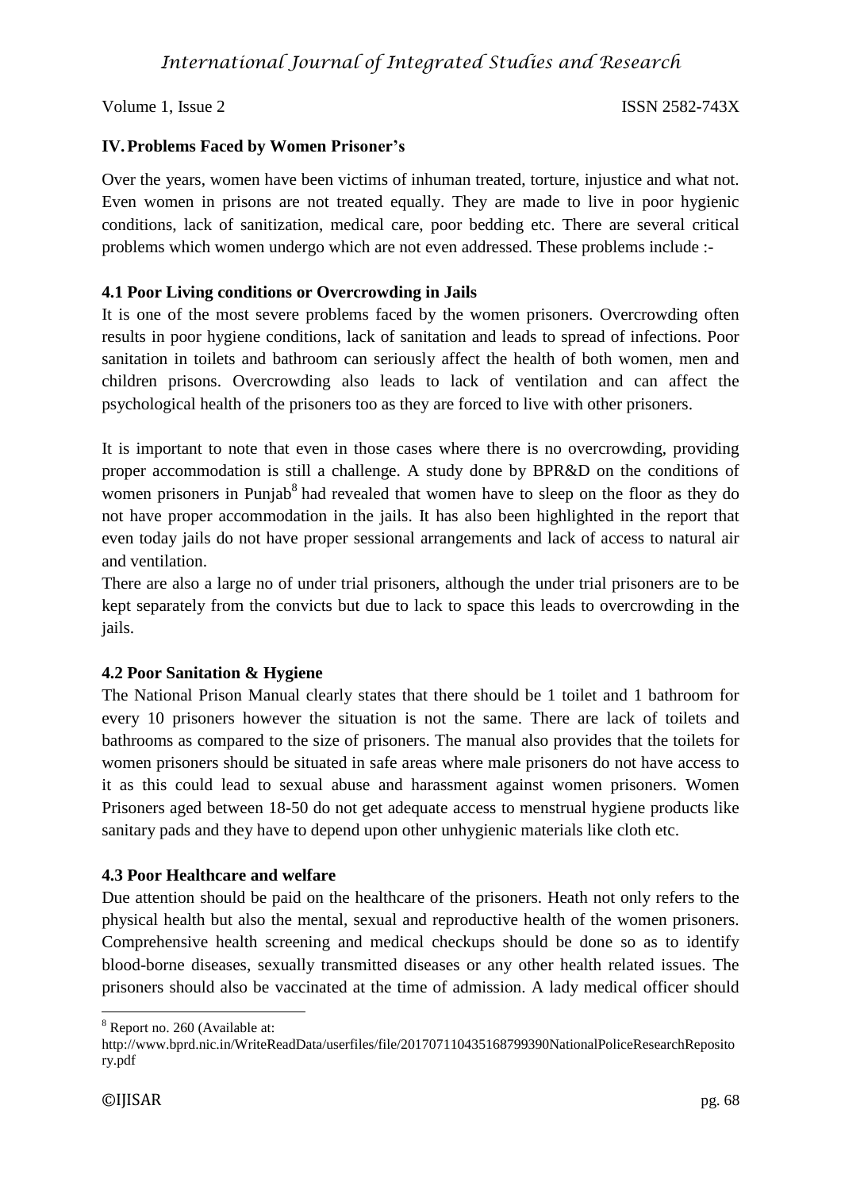## IV. Problems Faced by Women Prisoner's

Over the years, women have been victims of inhuman treated, torture, injustice and what not. Even women in prisons are not treated equally. They are made to live in poor hygienic conditions, lack of sanitization, medical care, poor bedding etc. There are several critical problems which women undergo which are not even addressed. These problems include :-

### 4.1 Poor Living conditions or Overcrowding in Jails

It is one of the most severe problems faced by the women prisoners. Overcrowding often results in poor hygiene conditions, lack of sanitation and leads to spread of infections. Poor sanitation in toilets and bathroom can seriously affect the health of both women, men and children prisons. Overcrowding also leads to lack of ventilation and can affect the psychological health of the prisoners too as they are forced to live with other prisoners.

It is important to note that even in those cases where there is no overcrowding, providing proper accommodation is still a challenge. A study done by BPR&D on the conditions of women prisoners in Punjab[8] had revealed that women have to sleep on the floor as they do not have proper accommodation in the jails. It has also been highlighted in the report that even today jails do not have proper sessional arrangements and lack of access to natural air and ventilation.

There are also a large no of under trial prisoners, although the under trial prisoners are to be kept separately from the convicts but due to lack to space this leads to overcrowding in the jails.

### 4.2 Poor Sanitation & Hygiene

The National Prison Manual clearly states that there should be 1 toilet and 1 bathroom for every 10 prisoners however the situation is not the same. There are lack of toilets and bathrooms as compared to the size of prisoners. The manual also provides that the toilets for women prisoners should be situated in safe areas where male prisoners do not have access to it as this could lead to sexual abuse and harassment against women prisoners. Women Prisoners aged between 18-50 do not get adequate access to menstrual hygiene products like sanitary pads and they have to depend upon other unhygienic materials like cloth etc.

### 4.3 Poor Healthcare and welfare

Due attention should be paid on the healthcare of the prisoners. Heath not only refers to the physical health but also the mental, sexual and reproductive health of the women prisoners. Comprehensive health screening and medical checkups should be done so as to identify blood-borne diseases, sexually transmitted diseases or any other health related issues. The prisoners should also be vaccinated at the time of admission. A lady medical officer should

---

[8] Report no. 260 (Available at: http://www.bprd.nic.in/WriteReadData/userfiles/file/201707110435168799390NationalPoliceResearchRepository.pdf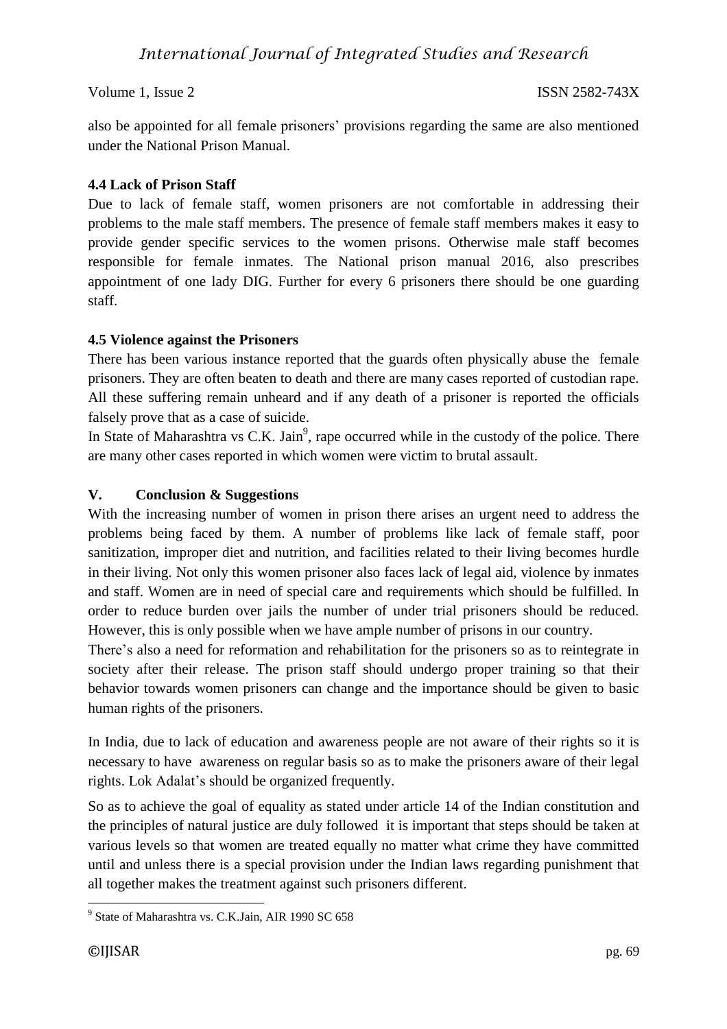also be appointed for all female prisoners' provisions regarding the same are also mentioned under the National Prison Manual.

### 4.4 Lack of Prison Staff

Due to lack of female staff, women prisoners are not comfortable in addressing their problems to the male staff members. The presence of female staff members makes it easy to provide gender specific services to the women prisons. Otherwise male staff becomes responsible for female inmates. The National prison manual 2016, also prescribes appointment of one lady DIG. Further for every 6 prisoners there should be one guarding staff.

### 4.5 Violence against the Prisoners

There has been various instance reported that the guards often physically abuse the female prisoners. They are often beaten to death and there are many cases reported of custodian rape. All these suffering remain unheard and if any death of a prisoner is reported the officials falsely prove that as a case of suicide.

In State of Maharashtra vs C.K. Jain[9], rape occurred while in the custody of the police. There are many other cases reported in which women were victim to brutal assault.

## V. Conclusion & Suggestions

With the increasing number of women in prison there arises an urgent need to address the problems being faced by them. A number of problems like lack of female staff, poor sanitization, improper diet and nutrition, and facilities related to their living becomes hurdle in their living. Not only this women prisoner also faces lack of legal aid, violence by inmates and staff. Women are in need of special care and requirements which should be fulfilled. In order to reduce burden over jails the number of under trial prisoners should be reduced. However, this is only possible when we have ample number of prisons in our country.

There's also a need for reformation and rehabilitation for the prisoners so as to reintegrate in society after their release. The prison staff should undergo proper training so that their behavior towards women prisoners can change and the importance should be given to basic human rights of the prisoners.

In India, due to lack of education and awareness people are not aware of their rights so it is necessary to have awareness on regular basis so as to make the prisoners aware of their legal rights. Lok Adalat's should be organized frequently.

So as to achieve the goal of equality as stated under article 14 of the Indian constitution and the principles of natural justice are duly followed it is important that steps should be taken at various levels so that women are treated equally no matter what crime they have committed until and unless there is a special provision under the Indian laws regarding punishment that all together makes the treatment against such prisoners different.

---

[9] State of Maharashtra vs. C.K.Jain, AIR 1990 SC 658